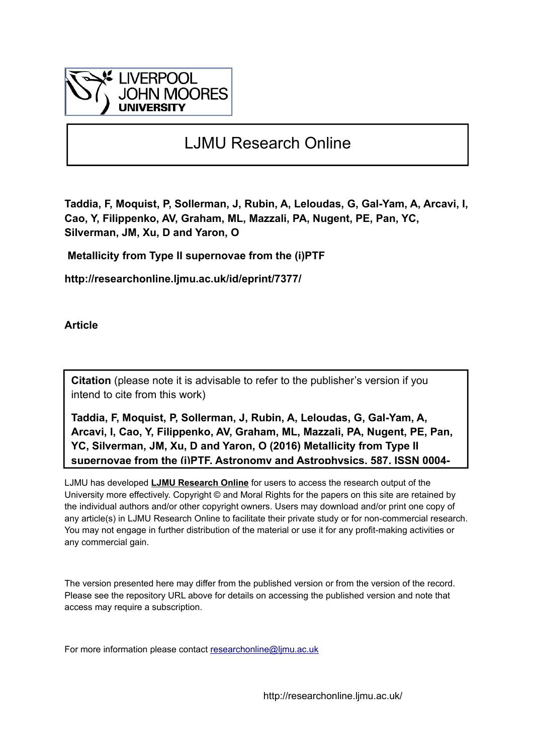LIVERPOOL JOHN MOORES UNIVERSITY

# LJMU Research Online

**Taddia, F, Moquist, P, Sollerman, J, Rubin, A, Leloudas, G, Gal-Yam, A, Arcavi, I, Cao, Y, Filippenko, AV, Graham, ML, Mazzali, PA, Nugent, PE, Pan, YC, Silverman, JM, Xu, D and Yaron, O**

**Metallicity from Type II supernovae from the (i)PTF**

**http://researchonline.ljmu.ac.uk/id/eprint/7377/**

**Article**

**Citation** (please note it is advisable to refer to the publisher's version if you intend to cite from this work)

**Taddia, F, Moquist, P, Sollerman, J, Rubin, A, Leloudas, G, Gal-Yam, A, Arcavi, I, Cao, Y, Filippenko, AV, Graham, ML, Mazzali, PA, Nugent, PE, Pan, YC, Silverman, JM, Xu, D and Yaron, O (2016) Metallicity from Type II supernovae from the (i)PTF. Astronomy and Astrophysics, 587. ISSN 0004-**

LJMU has developed **LJMU Research Online** for users to access the research output of the University more effectively. Copyright © and Moral Rights for the papers on this site are retained by the individual authors and/or other copyright owners. Users may download and/or print one copy of any article(s) in LJMU Research Online to facilitate their private study or for non-commercial research. You may not engage in further distribution of the material or use it for any profit-making activities or any commercial gain.

The version presented here may differ from the published version or from the version of the record. Please see the repository URL above for details on accessing the published version and note that access may require a subscription.

For more information please contact researchonline@ljmu.ac.uk

http://researchonline.ljmu.ac.uk/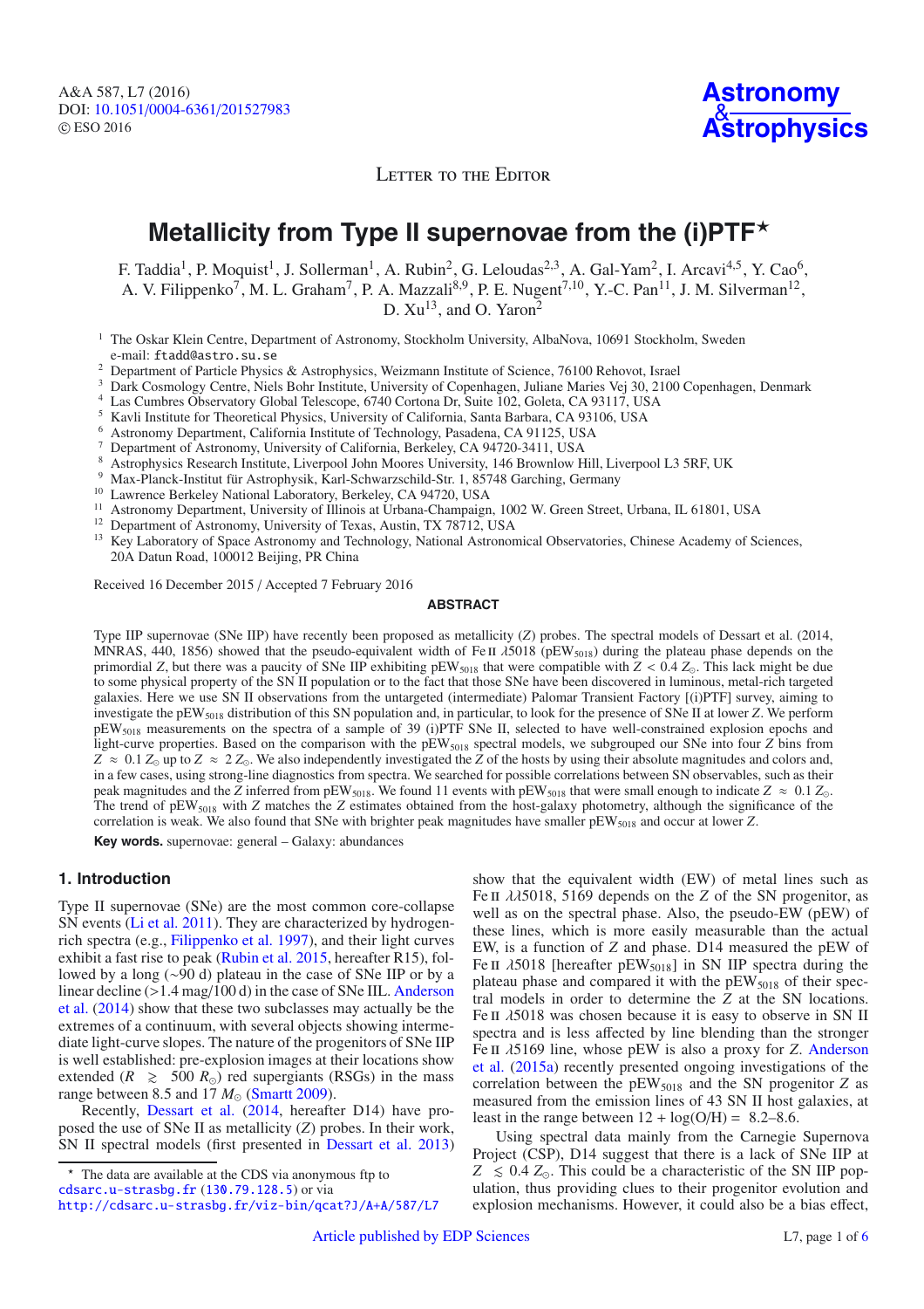# Metallicity from Type II supernovae from the (i)PTF*

F. Taddia[1], P. Moquist[1], J. Sollerman[1], A. Rubin[2], G. Leloudas[2,3], A. Gal-Yam[2], I. Arcavi[4,5], Y. Cao[6], A. V. Filippenko[7], M. L. Graham[7], P. A. Mazzali[8,9], P. E. Nugent[7,10], Y.-C. Pan[11], J. M. Silverman[12], D. Xu[13], and O. Yaron[2]

[1] The Oskar Klein Centre, Department of Astronomy, Stockholm University, AlbaNova, 10691 Stockholm, Sweden
e-mail: ftadd@astro.su.se
[2] Department of Particle Physics & Astrophysics, Weizmann Institute of Science, 76100 Rehovot, Israel
[3] Dark Cosmology Centre, Niels Bohr Institute, University of Copenhagen, Juliane Maries Vej 30, 2100 Copenhagen, Denmark
[4] Las Cumbres Observatory Global Telescope, 6740 Cortona Dr, Suite 102, Goleta, CA 93117, USA
[5] Kavli Institute for Theoretical Physics, University of California, Santa Barbara, CA 93106, USA
[6] Astronomy Department, California Institute of Technology, Pasadena, CA 91125, USA
[7] Department of Astronomy, University of California, Berkeley, CA 94720-3411, USA
[8] Astrophysics Research Institute, Liverpool John Moores University, 146 Brownlow Hill, Liverpool L3 5RF, UK
[9] Max-Planck-Institut für Astrophysik, Karl-Schwarzschild-Str. 1, 85748 Garching, Germany
[10] Lawrence Berkeley National Laboratory, Berkeley, CA 94720, USA
[11] Astronomy Department, University of Illinois at Urbana-Champaign, 1002 W. Green Street, Urbana, IL 61801, USA
[12] Department of Astronomy, University of Texas, Austin, TX 78712, USA
[13] Key Laboratory of Space Astronomy and Technology, National Astronomical Observatories, Chinese Academy of Sciences, 20A Datun Road, 100012 Beijing, PR China

Received 16 December 2015 / Accepted 7 February 2016

## ABSTRACT

Type IIP supernovae (SNe IIP) have recently been proposed as metallicity ($Z$) probes. The spectral models of Dessart et al. (2014, MNRAS, 440, 1856) showed that the pseudo-equivalent width of Fe II $\lambda$5018 (pEW$_{5018}$) during the plateau phase depends on the primordial $Z$, but there was a paucity of SNe IIP exhibiting pEW$_{5018}$ that were compatible with $Z < 0.4\ Z_{\odot}$. This lack might be due to some physical property of the SN II population or to the fact that those SNe have been discovered in luminous, metal-rich targeted galaxies. Here we use SN II observations from the untargeted (intermediate) Palomar Transient Factory [(i)PTF] survey, aiming to investigate the pEW$_{5018}$ distribution of this SN population and, in particular, to look for the presence of SNe II at lower $Z$. We perform pEW$_{5018}$ measurements on the spectra of a sample of 39 (i)PTF SNe II, selected to have well-constrained explosion epochs and light-curve properties. Based on the comparison with the pEW$_{5018}$ spectral models, we subgrouped our SNe into four $Z$ bins from $Z \approx 0.1\ Z_{\odot}$ up to $Z \approx 2\ Z_{\odot}$. We also independently investigated the $Z$ of the hosts by using their absolute magnitudes and colors and, in a few cases, using strong-line diagnostics from spectra. We searched for possible correlations between SN observables, such as their peak magnitudes and the $Z$ inferred from pEW$_{5018}$. We found 11 events with pEW$_{5018}$ that were small enough to indicate $Z \approx 0.1\ Z_{\odot}$. The trend of pEW$_{5018}$ with $Z$ matches the $Z$ estimates obtained from the host-galaxy photometry, although the significance of the correlation is weak. We also found that SNe with brighter peak magnitudes have smaller pEW$_{5018}$ and occur at lower $Z$.

**Key words.** supernovae: general – Galaxy: abundances

## 1. Introduction

Type II supernovae (SNe) are the most common core-collapse SN events (Li et al. 2011). They are characterized by hydrogen-rich spectra (e.g., Filippenko et al. 1997), and their light curves exhibit a fast rise to peak (Rubin et al. 2015, hereafter R15), followed by a long (~90 d) plateau in the case of SNe IIP or by a linear decline (>1.4 mag/100 d) in the case of SNe IIL. Anderson et al. (2014) show that these two subclasses may actually be the extremes of a continuum, with several objects showing intermediate light-curve slopes. The nature of the progenitors of SNe IIP is well established: pre-explosion images at their locations show extended ($R \gtrsim 500\ R_{\odot}$) red supergiants (RSGs) in the mass range between 8.5 and 17 $M_{\odot}$ (Smartt 2009).

Recently, Dessart et al. (2014, hereafter D14) have proposed the use of SNe II as metallicity ($Z$) probes. In their work, SN II spectral models (first presented in Dessart et al. 2013) show that the equivalent width (EW) of metal lines such as Fe II $\lambda\lambda$5018, 5169 depends on the $Z$ of the SN progenitor, as well as on the spectral phase. Also, the pseudo-EW (pEW) of these lines, which is more easily measurable than the actual EW, is a function of $Z$ and phase. D14 measured the pEW of Fe II $\lambda$5018 [hereafter pEW$_{5018}$] in SN IIP spectra during the plateau phase and compared it with the pEW$_{5018}$ of their spectral models in order to determine the $Z$ at the SN locations. Fe II $\lambda$5018 was chosen because it is easy to observe in SN II spectra and is less affected by line blending than the stronger Fe II $\lambda$5169 line, whose pEW is also a proxy for $Z$. Anderson et al. (2015a) recently presented ongoing investigations of the correlation between the pEW$_{5018}$ and the SN progenitor $Z$ as measured from the emission lines of 43 SN II host galaxies, at least in the range between 12 + log(O/H) = 8.2–8.6.

Using spectral data mainly from the Carnegie Supernova Project (CSP), D14 suggest that there is a lack of SNe IIP at $Z \lesssim 0.4\ Z_{\odot}$. This could be a characteristic of the SN IIP population, thus providing clues to their progenitor evolution and explosion mechanisms. However, it could also be a bias effect,

* The data are available at the CDS via anonymous ftp to cdsarc.u-strasbg.fr (130.79.128.5) or via http://cdsarc.u-strasbg.fr/viz-bin/qcat?J/A+A/587/L7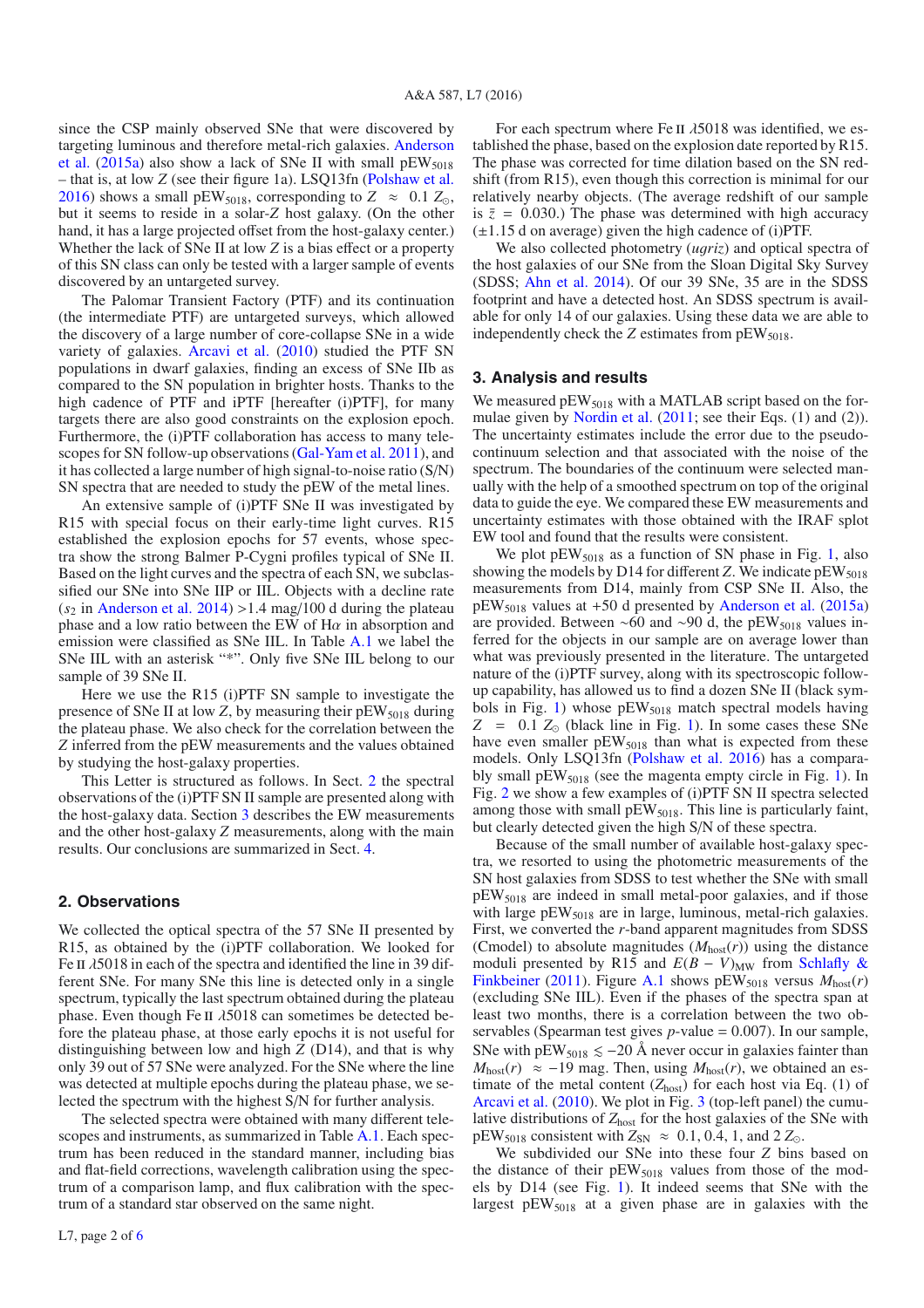since the CSP mainly observed SNe that were discovered by targeting luminous and therefore metal-rich galaxies. Anderson et al. (2015a) also show a lack of SNe II with small $pEW_{5018}$ – that is, at low $Z$ (see their figure 1a). LSQ13fn (Polshaw et al. 2016) shows a small $pEW_{5018}$, corresponding to $Z \approx 0.1\ Z_{\odot}$, but it seems to reside in a solar-$Z$ host galaxy. (On the other hand, it has a large projected offset from the host-galaxy center.) Whether the lack of SNe II at low $Z$ is a bias effect or a property of this SN class can only be tested with a larger sample of events discovered by an untargeted survey.

The Palomar Transient Factory (PTF) and its continuation (the intermediate PTF) are untargeted surveys, which allowed the discovery of a large number of core-collapse SNe in a wide variety of galaxies. Arcavi et al. (2010) studied the PTF SN populations in dwarf galaxies, finding an excess of SNe IIb as compared to the SN population in brighter hosts. Thanks to the high cadence of PTF and iPTF [hereafter (i)PTF], for many targets there are also good constraints on the explosion epoch. Furthermore, the (i)PTF collaboration has access to many telescopes for SN follow-up observations (Gal-Yam et al. 2011), and it has collected a large number of high signal-to-noise ratio (S/N) SN spectra that are needed to study the pEW of the metal lines.

An extensive sample of (i)PTF SNe II was investigated by R15 with special focus on their early-time light curves. R15 established the explosion epochs for 57 events, whose spectra show the strong Balmer P-Cygni profiles typical of SNe II. Based on the light curves and the spectra of each SN, we subclassified our SNe into SNe IIP or IIL. Objects with a decline rate ($s_2$ in Anderson et al. 2014) >1.4 mag/100 d during the plateau phase and a low ratio between the EW of H$\alpha$ in absorption and emission were classified as SNe IIL. In Table A.1 we label the SNe IIL with an asterisk "*". Only five SNe IIL belong to our sample of 39 SNe II.

Here we use the R15 (i)PTF SN sample to investigate the presence of SNe II at low $Z$, by measuring their $pEW_{5018}$ during the plateau phase. We also check for the correlation between the $Z$ inferred from the pEW measurements and the values obtained by studying the host-galaxy properties.

This Letter is structured as follows. In Sect. 2 the spectral observations of the (i)PTF SN II sample are presented along with the host-galaxy data. Section 3 describes the EW measurements and the other host-galaxy $Z$ measurements, along with the main results. Our conclusions are summarized in Sect. 4.

## 2. Observations

We collected the optical spectra of the 57 SNe II presented by R15, as obtained by the (i)PTF collaboration. We looked for Fe II $\lambda$5018 in each of the spectra and identified the line in 39 different SNe. For many SNe this line is detected only in a single spectrum, typically the last spectrum obtained during the plateau phase. Even though Fe II $\lambda$5018 can sometimes be detected before the plateau phase, at those early epochs it is not useful for distinguishing between low and high $Z$ (D14), and that is why only 39 out of 57 SNe were analyzed. For the SNe where the line was detected at multiple epochs during the plateau phase, we selected the spectrum with the highest S/N for further analysis.

The selected spectra were obtained with many different telescopes and instruments, as summarized in Table A.1. Each spectrum has been reduced in the standard manner, including bias and flat-field corrections, wavelength calibration using the spectrum of a comparison lamp, and flux calibration with the spectrum of a standard star observed on the same night.

For each spectrum where Fe II $\lambda$5018 was identified, we established the phase, based on the explosion date reported by R15. The phase was corrected for time dilation based on the SN redshift (from R15), even though this correction is minimal for our relatively nearby objects. (The average redshift of our sample is $\bar{z} = 0.030$.) The phase was determined with high accuracy ($\pm$1.15 d on average) given the high cadence of (i)PTF.

We also collected photometry (*ugriz*) and optical spectra of the host galaxies of our SNe from the Sloan Digital Sky Survey (SDSS; Ahn et al. 2014). Of our 39 SNe, 35 are in the SDSS footprint and have a detected host. An SDSS spectrum is available for only 14 of our galaxies. Using these data we are able to independently check the $Z$ estimates from $pEW_{5018}$.

## 3. Analysis and results

We measured $pEW_{5018}$ with a MATLAB script based on the formulae given by Nordin et al. (2011; see their Eqs. (1) and (2)). The uncertainty estimates include the error due to the pseudo-continuum selection and that associated with the noise of the spectrum. The boundaries of the continuum were selected manually with the help of a smoothed spectrum on top of the original data to guide the eye. We compared these EW measurements and uncertainty estimates with those obtained with the IRAF splot EW tool and found that the results were consistent.

We plot $pEW_{5018}$ as a function of SN phase in Fig. 1, also showing the models by D14 for different $Z$. We indicate $pEW_{5018}$ measurements from D14, mainly from CSP SNe II. Also, the $pEW_{5018}$ values at +50 d presented by Anderson et al. (2015a) are provided. Between ~60 and ~90 d, the $pEW_{5018}$ values inferred for the objects in our sample are on average lower than what was previously presented in the literature. The untargeted nature of the (i)PTF survey, along with its spectroscopic follow-up capability, has allowed us to find a dozen SNe II (black symbols in Fig. 1) whose $pEW_{5018}$ match spectral models having $Z = 0.1\ Z_{\odot}$ (black line in Fig. 1). In some cases these SNe have even smaller $pEW_{5018}$ than what is expected from these models. Only LSQ13fn (Polshaw et al. 2016) has a comparably small $pEW_{5018}$ (see the magenta empty circle in Fig. 1). In Fig. 2 we show a few examples of (i)PTF SN II spectra selected among those with small $pEW_{5018}$. This line is particularly faint, but clearly detected given the high S/N of these spectra.

Because of the small number of available host-galaxy spectra, we resorted to using the photometric measurements of the SN host galaxies from SDSS to test whether the SNe with small $pEW_{5018}$ are indeed in small metal-poor galaxies, and if those with large $pEW_{5018}$ are in large, luminous, metal-rich galaxies. First, we converted the $r$-band apparent magnitudes from SDSS (Cmodel) to absolute magnitudes ($M_{\rm host}(r)$) using the distance moduli presented by R15 and $E(B-V)_{\rm MW}$ from Schlafly & Finkbeiner (2011). Figure A.1 shows $pEW_{5018}$ versus $M_{\rm host}(r)$ (excluding SNe IIL). Even if the phases of the spectra span at least two months, there is a correlation between the two observables (Spearman test gives $p$-value = 0.007). In our sample, SNe with $pEW_{5018} \lesssim -20$ Å never occur in galaxies fainter than $M_{\rm host}(r) \approx -19$ mag. Then, using $M_{\rm host}(r)$, we obtained an estimate of the metal content ($Z_{\rm host}$) for each host via Eq. (1) of Arcavi et al. (2010). We plot in Fig. 3 (top-left panel) the cumulative distributions of $Z_{\rm host}$ for the host galaxies of the SNe with $pEW_{5018}$ consistent with $Z_{\rm SN} \approx 0.1, 0.4, 1$, and $2\ Z_{\odot}$.

We subdivided our SNe into these four $Z$ bins based on the distance of their $pEW_{5018}$ values from those of the models by D14 (see Fig. 1). It indeed seems that SNe with the largest $pEW_{5018}$ at a given phase are in galaxies with the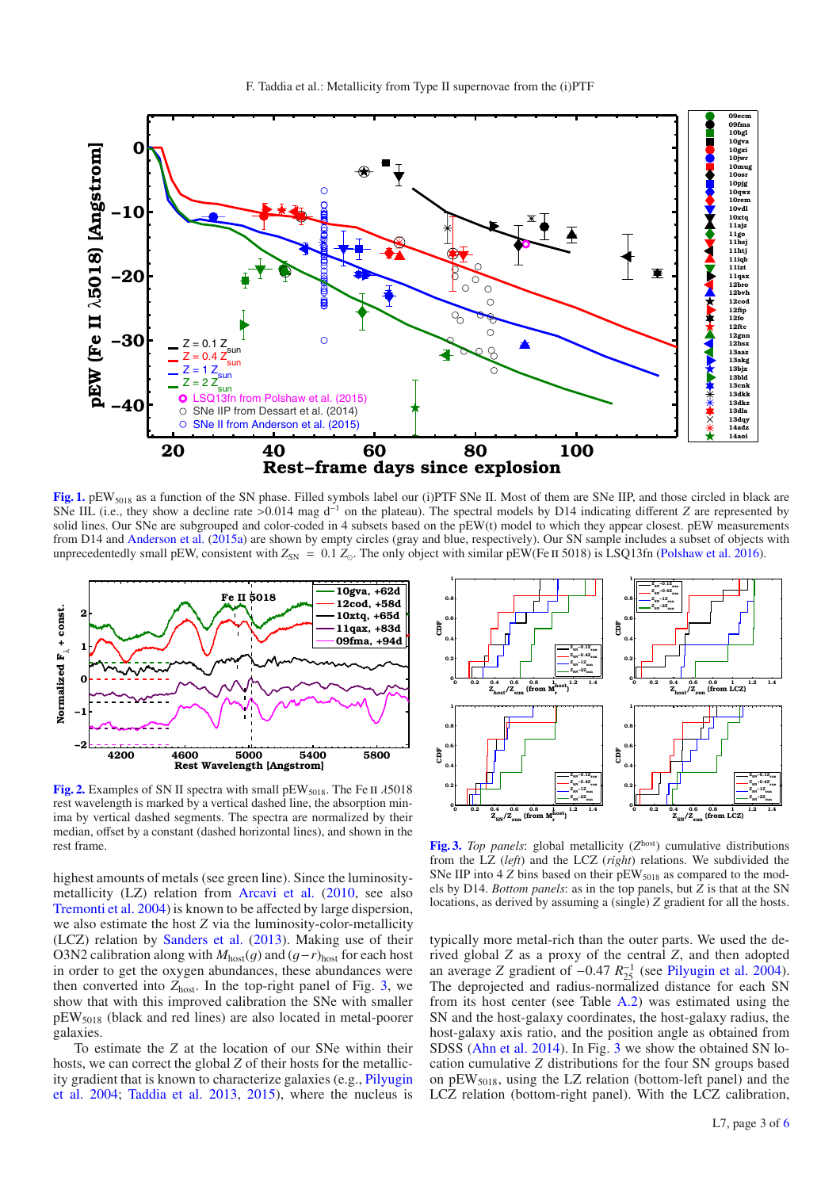**Fig. 1.** $pEW_{5018}$ as a function of the SN phase. Filled symbols label our (i)PTF SNe II. Most of them are SNe IIP, and those circled in black are SNe IIL (i.e., they show a decline rate >0.014 mag $d^{-1}$ on the plateau). The spectral models by D14 indicating different $Z$ are represented by solid lines. Our SNe are subgrouped and color-coded in 4 subsets based on the pEW(t) model to which they appear closest. pEW measurements from D14 and Anderson et al. (2015a) are shown by empty circles (gray and blue, respectively). Our SN sample includes a subset of objects with unprecedentedly small pEW, consistent with $Z_{SN} = 0.1\ Z_{\odot}$. The only object with similar pEW(Fe II 5018) is LSQ13fn (Polshaw et al. 2016).

**Fig. 2.** Examples of SN II spectra with small $pEW_{5018}$. The Fe II $\lambda$5018 rest wavelength is marked by a vertical dashed line, the absorption minima by their vertical dashed segments. The spectra are normalized by their median, offset by a constant (dashed horizontal lines), and shown in the rest frame.

**Fig. 3.** *Top panels*: global metallicity ($Z^{host}$) cumulative distributions from the LZ (*left*) and the LCZ (*right*) relations. We subdivided the SNe IIP into 4 $Z$ bins based on their $pEW_{5018}$ as compared to the models by D14. *Bottom panels*: as in the top panels, but $Z$ is that at the SN locations, as derived by assuming a (single) $Z$ gradient for all the hosts.

highest amounts of metals (see green line). Since the luminosity-metallicity (LZ) relation from Arcavi et al. (2010, see also Tremonti et al. 2004) is known to be affected by large dispersion, we also estimate the host $Z$ via the luminosity-color-metallicity (LCZ) relation by Sanders et al. (2013). Making use of their O3N2 calibration along with $M_{host}(g)$ and $(g-r)_{host}$ for each host in order to get the oxygen abundances, these abundances were then converted into $Z_{host}$. In the top-right panel of Fig. 3, we show that with this improved calibration the SNe with smaller $pEW_{5018}$ (black and red lines) are also located in metal-poorer galaxies.

To estimate the $Z$ at the location of our SNe within their hosts, we can correct the global $Z$ of their hosts for the metallicity gradient that is known to characterize galaxies (e.g., Pilyugin et al. 2004; Taddia et al. 2013, 2015), where the nucleus is typically more metal-rich than the outer parts. We used the derived global $Z$ as a proxy of the central $Z$, and then adopted an average $Z$ gradient of $-0.47\ R_{25}^{-1}$ (see Pilyugin et al. 2004). The deprojected and radius-normalized distance for each SN from its host center (see Table A.2) was estimated using the SN and the host-galaxy coordinates, the host-galaxy radius, the host-galaxy axis ratio, and the position angle as obtained from SDSS (Ahn et al. 2014). In Fig. 3 we show the obtained SN location cumulative $Z$ distributions for the four SN groups based on $pEW_{5018}$, using the LZ relation (bottom-left panel) and the LCZ relation (bottom-right panel). With the LCZ calibration,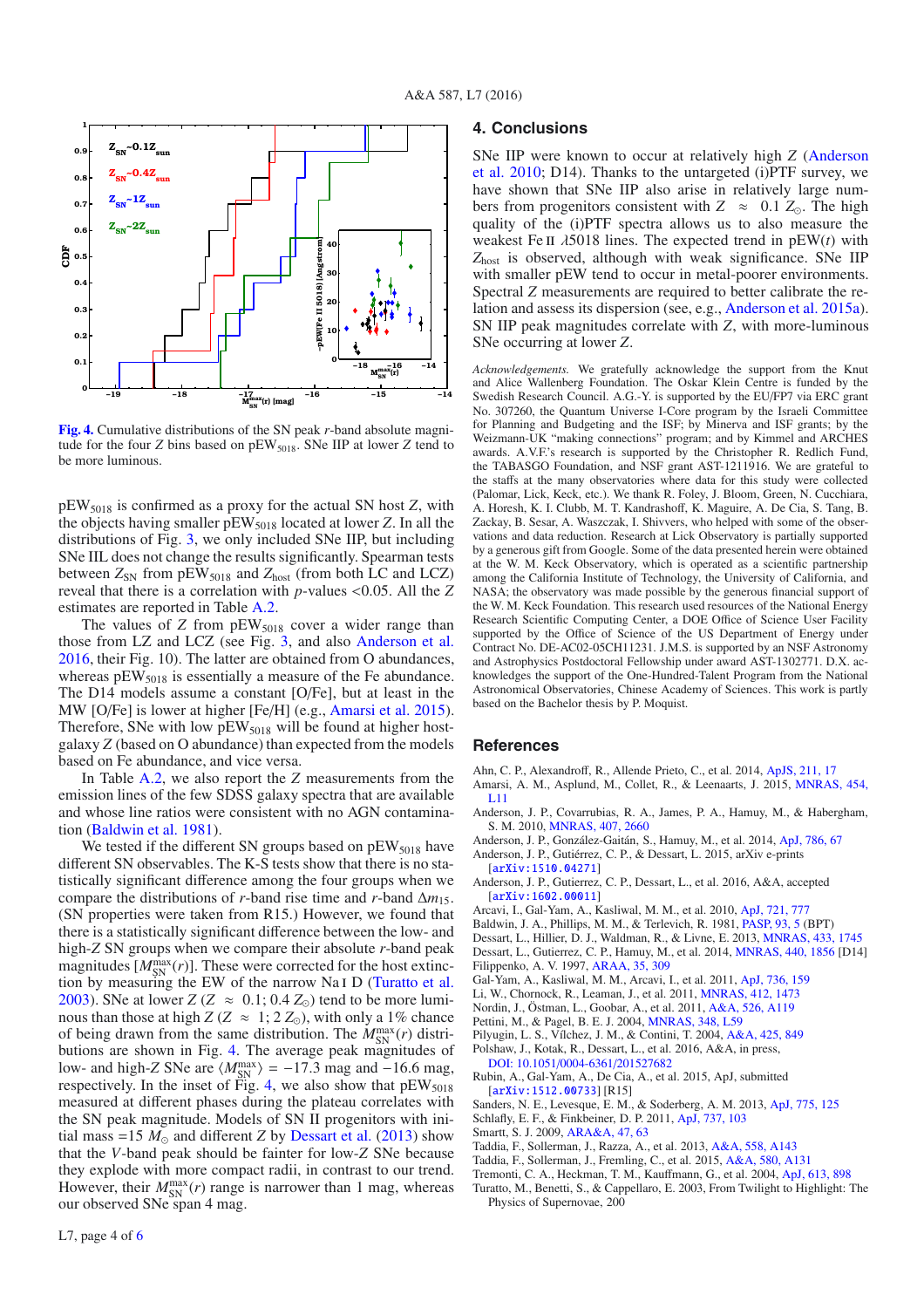**Fig. 4.** Cumulative distributions of the SN peak $r$-band absolute magnitude for the four $Z$ bins based on $pEW_{5018}$. SNe IIP at lower $Z$ tend to be more luminous.

$pEW_{5018}$ is confirmed as a proxy for the actual SN host $Z$, with the objects having smaller $pEW_{5018}$ located at lower $Z$. In all the distributions of Fig. 3, we only included SNe IIP, but including SNe IIL does not change the results significantly. Spearman tests between $Z_{SN}$ from $pEW_{5018}$ and $Z_{host}$ (from both LC and LCZ) reveal that there is a correlation with $p$-values <0.05. All the $Z$ estimates are reported in Table A.2.

The values of $Z$ from $pEW_{5018}$ cover a wider range than those from LZ and LCZ (see Fig. 3, and also Anderson et al. 2016, their Fig. 10). The latter are obtained from O abundances, whereas $pEW_{5018}$ is essentially a measure of the Fe abundance. The D14 models assume a constant [O/Fe], but at least in the MW [O/Fe] is lower at higher [Fe/H] (e.g., Amarsi et al. 2015). Therefore, SNe with low $pEW_{5018}$ will be found at higher host-galaxy $Z$ (based on O abundance) than expected from the models based on Fe abundance, and vice versa.

In Table A.2, we also report the $Z$ measurements from the emission lines of the few SDSS galaxy spectra that are available and whose line ratios were consistent with no AGN contamination (Baldwin et al. 1981).

We tested if the different SN groups based on $pEW_{5018}$ have different SN observables. The K-S tests show that there is no statistically significant difference among the four groups when we compare the distributions of $r$-band rise time and $r$-band $\Delta m_{15}$. (SN properties were taken from R15.) However, we found that there is a statistically significant difference between the low- and high-$Z$ SN groups when we compare their absolute $r$-band peak magnitudes [$M^{max}_{SN}(r)$]. These were corrected for the host extinction by measuring the EW of the narrow Na I D (Turatto et al. 2003). SNe at lower $Z$ ($Z \approx 0.1; 0.4\ Z_{\odot}$) tend to be more luminous than those at high $Z$ ($Z \approx 1; 2\ Z_{\odot}$), with only a 1% chance of being drawn from the same distribution. The $M^{max}_{SN}(r)$ distributions are shown in Fig. 4. The average peak magnitudes of low- and high-$Z$ SNe are $\langle M^{max}_{SN} \rangle = -17.3$ mag and $-16.6$ mag, respectively. In the inset of Fig. 4, we also show that $pEW_{5018}$ measured at different phases during the plateau correlates with the SN peak magnitude. Models of SN II progenitors with initial mass =15 $M_{\odot}$ and different $Z$ by Dessart et al. (2013) show that the $V$-band peak should be fainter for low-$Z$ SNe because they explode with more compact radii, in contrast to our trend. However, their $M^{max}_{SN}(r)$ range is narrower than 1 mag, whereas our observed SNe span 4 mag.

## 4. Conclusions

SNe IIP were known to occur at relatively high $Z$ (Anderson et al. 2010; D14). Thanks to the untargeted (i)PTF survey, we have shown that SNe IIP also arise in relatively large numbers from progenitors consistent with $Z \approx 0.1\ Z_{\odot}$. The high quality of the (i)PTF spectra allows us to also measure the weakest Fe II $\lambda$5018 lines. The expected trend in pEW($t$) with $Z_{host}$ is observed, although with weak significance. SNe IIP with smaller pEW tend to occur in metal-poorer environments. Spectral $Z$ measurements are required to better calibrate the relation and assess its dispersion (see, e.g., Anderson et al. 2015a). SN IIP peak magnitudes correlate with $Z$, with more-luminous SNe occurring at lower $Z$.

*Acknowledgements.* We gratefully acknowledge the support from the Knut and Alice Wallenberg Foundation. The Oskar Klein Centre is funded by the Swedish Research Council. A.G.-Y. is supported by the EU/FP7 via ERC grant No. 307260, the Quantum Universe I-Core program by the Israeli Committee for Planning and Budgeting and the ISF; by Minerva and ISF grants; by the Weizmann-UK "making connections" program; and by Kimmel and ARCHES awards. A.V.F.'s research is supported by the Christopher R. Redlich Fund, the TABASGO Foundation, and NSF grant AST-1211916. We are grateful to the staffs at the many observatories where data for this study were collected (Palomar, Lick, Keck, etc.). We thank R. Foley, J. Bloom, Green, N. Cucchiara, A. Horesh, K. I. Clubb, M. T. Kandrashoff, K. Maguire, A. De Cia, S. Tang, B. Zackay, B. Sesar, A. Waszczak, I. Shivvers, who helped with some of the observations and data reduction. Research at Lick Observatory is partially supported by a generous gift from Google. Some of the data presented herein were obtained at the W. M. Keck Observatory, which is operated as a scientific partnership among the California Institute of Technology, the University of California, and NASA; the observatory was made possible by the generous financial support of the W. M. Keck Foundation. This research used resources of the National Energy Research Scientific Computing Center, a DOE Office of Science User Facility supported by the Office of Science of the US Department of Energy under Contract No. DE-AC02-05CH11231. J.M.S. is supported by an NSF Astronomy and Astrophysics Postdoctoral Fellowship under award AST-1302771. D.X. acknowledges the support of the One-Hundred-Talent Program from the National Astronomical Observatories, Chinese Academy of Sciences. This work is partly based on the Bachelor thesis by P. Moquist.

## References

Ahn, C. P., Alexandroff, R., Allende Prieto, C., et al. 2014, ApJS, 211, 17
Amarsi, A. M., Asplund, M., Collet, R., & Leenaarts, J. 2015, MNRAS, 454, L11
Anderson, J. P., Covarrubias, R. A., James, P. A., Hamuy, M., & Habergham, S. M. 2010, MNRAS, 407, 2660
Anderson, J. P., González-Gaitán, S., Hamuy, M., et al. 2014, ApJ, 786, 67
Anderson, J. P., Gutiérrez, C. P., & Dessart, L. 2015, arXiv e-prints [arXiv:1510.04271]
Anderson, J. P., Gutierrez, C. P., Dessart, L., et al. 2016, A&A, accepted [arXiv:1602.00011]
Arcavi, I., Gal-Yam, A., Kasliwal, M. M., et al. 2010, ApJ, 721, 777
Baldwin, J. A., Phillips, M. M., & Terlevich, R. 1981, PASP, 93, 5 (BPT)
Dessart, L., Hillier, D. J., Waldman, R., & Livne, E. 2013, MNRAS, 433, 1745
Dessart, L., Gutierrez, C. P., Hamuy, M., et al. 2014, MNRAS, 440, 1856 [D14]
Filippenko, A. V. 1997, ARAA, 35, 309
Gal-Yam, A., Kasliwal, M. M., Arcavi, I., et al. 2011, ApJ, 736, 159
Li, W., Chornock, R., Leaman, J., et al. 2011, MNRAS, 412, 1473
Nordin, J., Östman, L., Goobar, A., et al. 2011, A&A, 526, A119
Pettini, M., & Pagel, B. E. J. 2004, MNRAS, 348, L59
Pilyugin, L. S., Vílchez, J. M., & Contini, T. 2004, A&A, 425, 849
Polshaw, J., Kotak, R., Dessart, L., et al. 2016, A&A, in press, DOI: 10.1051/0004-6361/201527682
Rubin, A., Gal-Yam, A., De Cia, A., et al. 2015, ApJ, submitted [arXiv:1512.00733] [R15]
Sanders, N. E., Levesque, E. M., & Soderberg, A. M. 2013, ApJ, 775, 125
Schlafly, E. F., & Finkbeiner, D. P. 2011, ApJ, 737, 103
Smartt, S. J. 2009, ARA&A, 47, 63
Taddia, F., Sollerman, J., Razza, A., et al. 2013, A&A, 558, A143
Taddia, F., Sollerman, J., Fremling, C., et al. 2015, A&A, 580, A131
Tremonti, C. A., Heckman, T. M., Kauffmann, G., et al. 2004, ApJ, 613, 898
Turatto, M., Benetti, S., & Cappellaro, E. 2003, From Twilight to Highlight: The Physics of Supernovae, 200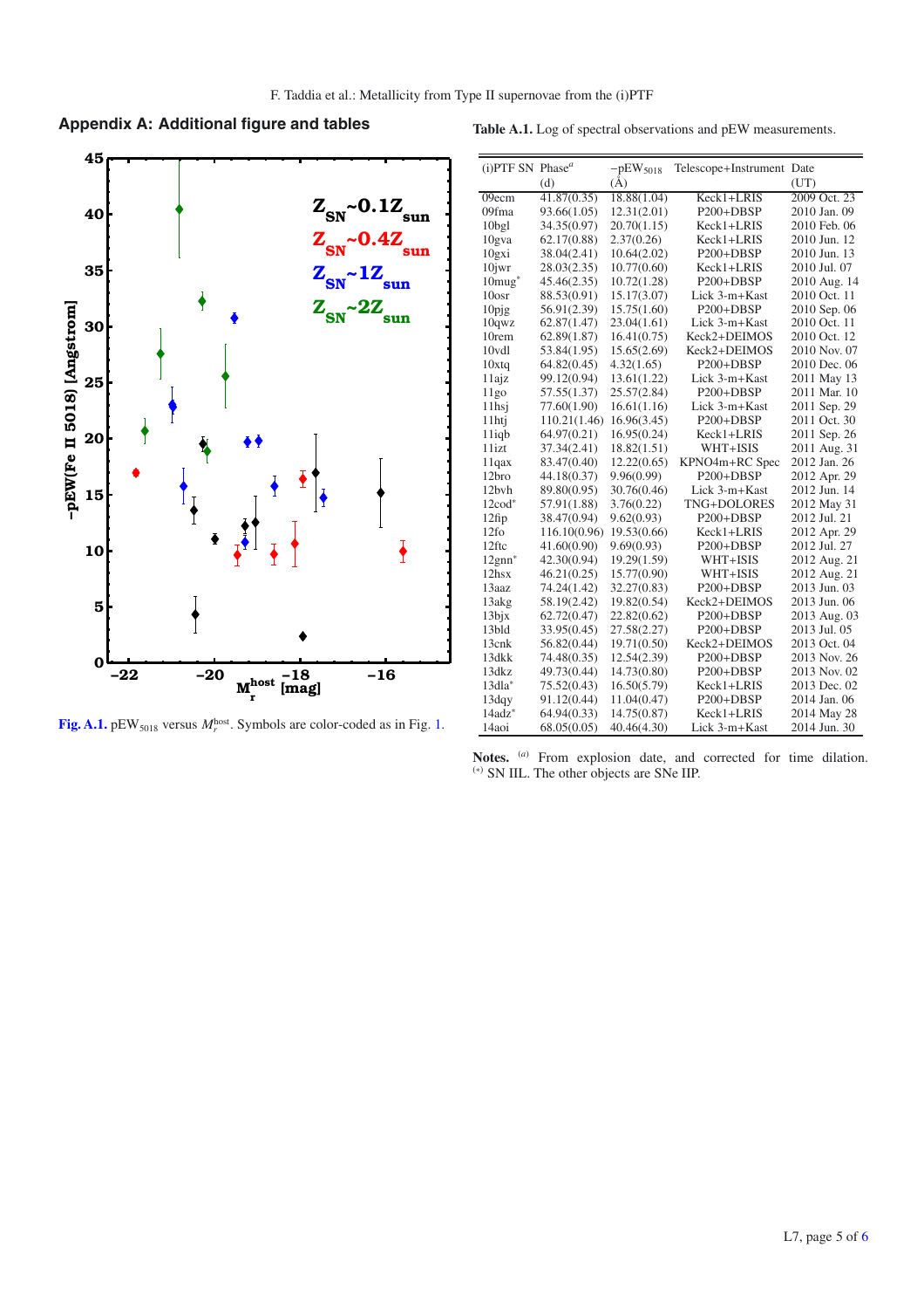## Appendix A: Additional figure and tables

Fig. A.1. $pEW_{5018}$ versus $M_r^{host}$. Symbols are color-coded as in Fig. 1.

**Table A.1.** Log of spectral observations and pEW measurements.

| (i)PTF SN | Phase[a] (d) | $-pEW_{5018}$ (Å) | Telescope+Instrument | Date (UT) |
|---|---|---|---|---|
| 09ecm | 41.87(0.35) | 18.88(1.04) | Keck1+LRIS | 2009 Oct. 23 |
| 09fma | 93.66(1.05) | 12.31(2.01) | P200+DBSP | 2010 Jan. 09 |
| 10bgl | 34.35(0.97) | 20.70(1.15) | Keck1+LRIS | 2010 Feb. 06 |
| 10gva | 62.17(0.88) | 2.37(0.26) | Keck1+LRIS | 2010 Jun. 12 |
| 10gxi | 38.04(2.41) | 10.64(2.02) | P200+DBSP | 2010 Jun. 13 |
| 10jwr | 28.03(2.35) | 10.77(0.60) | Keck1+LRIS | 2010 Jul. 07 |
| 10mug* | 45.46(2.35) | 10.72(1.28) | P200+DBSP | 2010 Aug. 14 |
| 10osr | 88.53(0.91) | 15.17(3.07) | Lick 3-m+Kast | 2010 Oct. 11 |
| 10pjg | 56.91(2.39) | 15.75(1.60) | P200+DBSP | 2010 Sep. 06 |
| 10qwz | 62.87(1.47) | 23.04(1.61) | Lick 3-m+Kast | 2010 Oct. 11 |
| 10rem | 62.89(1.87) | 16.41(0.75) | Keck2+DEIMOS | 2010 Oct. 12 |
| 10vdl | 53.84(1.95) | 15.65(2.69) | Keck2+DEIMOS | 2010 Nov. 07 |
| 10xtq | 64.82(0.45) | 4.32(1.65) | P200+DBSP | 2010 Dec. 06 |
| 11ajz | 99.12(0.94) | 13.61(1.22) | Lick 3-m+Kast | 2011 May 13 |
| 11go | 57.55(1.37) | 25.57(2.84) | P200+DBSP | 2011 Mar. 10 |
| 11hsj | 77.60(1.90) | 16.61(1.16) | Lick 3-m+Kast | 2011 Sep. 29 |
| 11htj | 110.21(1.46) | 16.96(3.45) | P200+DBSP | 2011 Oct. 30 |
| 11iqb | 64.97(0.21) | 16.95(0.24) | Keck1+LRIS | 2011 Sep. 26 |
| 11izt | 37.34(2.41) | 18.82(1.51) | WHT+ISIS | 2011 Aug. 31 |
| 11qax | 83.47(0.40) | 12.22(0.65) | KPNO4m+RC Spec | 2012 Jan. 26 |
| 12bro | 44.18(0.37) | 9.96(0.99) | P200+DBSP | 2012 Apr. 29 |
| 12bvh | 89.80(0.95) | 30.76(0.46) | Lick 3-m+Kast | 2012 Jun. 14 |
| 12cod* | 57.91(1.88) | 3.76(0.22) | TNG+DOLORES | 2012 May 31 |
| 12fip | 38.47(0.94) | 9.62(0.93) | P200+DBSP | 2012 Jul. 21 |
| 12fo | 116.10(0.96) | 19.53(0.66) | Keck1+LRIS | 2012 Apr. 29 |
| 12ftc | 41.60(0.90) | 9.69(0.93) | P200+DBSP | 2012 Jul. 27 |
| 12gnn* | 42.30(0.94) | 19.29(1.59) | WHT+ISIS | 2012 Aug. 21 |
| 12hsx | 46.21(0.25) | 15.77(0.90) | WHT+ISIS | 2012 Aug. 21 |
| 13aaz | 74.24(1.42) | 32.27(0.83) | P200+DBSP | 2013 Jun. 03 |
| 13akg | 58.19(2.42) | 19.82(0.54) | Keck2+DEIMOS | 2013 Jun. 06 |
| 13bjx | 62.72(0.47) | 22.82(0.62) | P200+DBSP | 2013 Aug. 03 |
| 13bld | 33.95(0.45) | 27.58(2.27) | P200+DBSP | 2013 Jul. 05 |
| 13cnk | 56.82(0.44) | 19.71(0.50) | Keck2+DEIMOS | 2013 Oct. 04 |
| 13dkk | 74.48(0.35) | 12.54(2.39) | P200+DBSP | 2013 Nov. 26 |
| 13dkz | 49.73(0.44) | 14.73(0.80) | P200+DBSP | 2013 Nov. 02 |
| 13dla* | 75.52(0.43) | 16.50(5.79) | Keck1+LRIS | 2013 Dec. 02 |
| 13dqy | 91.12(0.44) | 11.04(0.47) | P200+DBSP | 2014 Jan. 06 |
| 14adz* | 64.94(0.33) | 14.75(0.87) | Keck1+LRIS | 2014 May 28 |
| 14aoi | 68.05(0.05) | 40.46(4.30) | Lick 3-m+Kast | 2014 Jun. 30 |

**Notes.** [a] From explosion date, and corrected for time dilation. [*] SN IIL. The other objects are SNe IIP.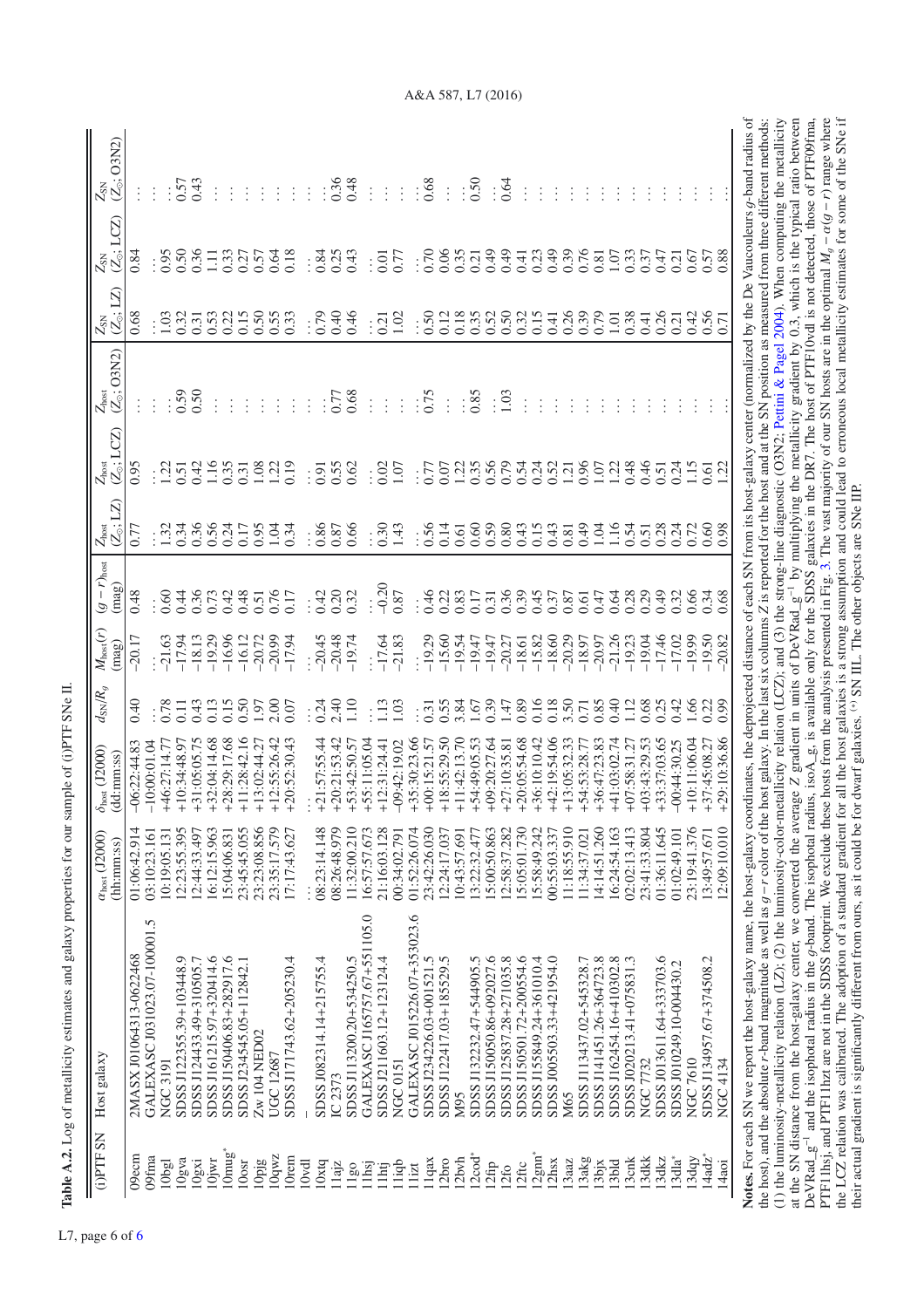**Table A.2.** Log of metallicity estimates and galaxy properties for our sample of (i)PTF SNe II.

| (i)PTF SN | Host galaxy | $\alpha_{\rm host}$ (J2000) (hh:mm:ss) | $\delta_{\rm host}$ (J2000) (dd:mm:ss) | $d_{\rm SN}/R_g$ | $M_{\rm host}(r)$ (mag) | $(g-r)_{\rm host}$ (mag) | $Z_{\rm host}$ ($Z_\odot$; LZ) | $Z_{\rm host}$ ($Z_\odot$; LCZ) | $Z_{\rm host}$ ($Z_\odot$; O3N2) | $Z_{\rm SN}$ ($Z_\odot$; LZ) | $Z_{\rm SN}$ ($Z_\odot$; LCZ) | $Z_{\rm SN}$ ($Z_\odot$; O3N2) |
|---|---|---|---|---|---|---|---|---|---|---|---|---|
| 09ecm | 2MASX J01064313-0622468 | 01:06:42.914 | −06:22:44.83 | 0.40 | −20.17 | 0.48 | 0.77 | 0.95 | ... | 0.68 | 0.84 | ... |
| 09fma | GALEXASC J031023.07-100001.5 | 03:10:23.161 | −10:00:01.04 | ... | ... | ... | ... | ... | ... | ... | ... | ... |
| 10bgl | NGC 3191 | 10:19:05.131 | +46:27:14.77 | 0.78 | −21.63 | 0.60 | 1.32 | 1.22 | ... | 1.03 | 0.95 | ... |
| 10gva | SDSS J122355.39+103448.9 | 12:23:55.395 | +10:34:48.97 | 0.11 | −17.94 | 0.44 | 0.34 | 0.51 | 0.59 | 0.32 | 0.50 | 0.57 |
| 10gxi | SDSS J124433.49+310505.7 | 12:44:33.497 | +31:05:05.75 | 0.43 | −18.13 | 0.36 | 0.36 | 0.42 | 0.50 | 0.31 | 0.36 | 0.43 |
| 10jwr | SDSS J161215.97+320414.6 | 16:12:15.963 | +32:04:14.68 | 0.13 | −19.29 | 0.73 | 0.56 | 1.16 | ... | 0.53 | 1.11 | ... |
| 10mug* | SDSS J150406.83+282917.6 | 15:04:06.831 | +28:29:17.68 | 0.15 | −16.96 | 0.42 | 0.24 | 0.35 | ... | 0.22 | 0.33 | ... |
| 10osr | SDSS J234545.05+112842.1 | 23:45:45.055 | +11:28:42.16 | 0.50 | −16.12 | 0.48 | 0.17 | 0.31 | ... | 0.15 | 0.27 | ... |
| 10pjg | Zw 104 NED02 | 23:23:08.856 | +13:02:44.27 | 1.97 | −20.72 | 0.51 | 0.95 | 1.08 | ... | 0.50 | 0.57 | ... |
| 10qwz | UGC 12687 | 23:35:17.579 | +12:55:26.42 | 2.00 | −20.99 | 0.76 | 1.04 | 1.22 | ... | 0.55 | 0.64 | ... |
| 10rem | SDSS J171743.62+205230.4 | 17:17:43.627 | +20:52:30.43 | 0.07 | −17.94 | 0.17 | 0.34 | 0.19 | ... | 0.33 | 0.18 | ... |
| 10vdl | – | ... | ... | ... | ... | ... | ... | ... | ... | ... | ... | ... |
| 10xtq | SDSS J082314.14+215755.4 | 08:23:14.148 | +21:57:55.44 | 0.24 | −20.45 | 0.42 | 0.86 | 0.91 | ... | 0.79 | 0.84 | ... |
| 11ajz | IC 2373 | 08:26:48.979 | +20:21:53.42 | 2.40 | −20.48 | 0.20 | 0.87 | 0.55 | 0.77 | 0.40 | 0.25 | 0.36 |
| 11go | SDSS J113200.20+534250.5 | 11:32:00.210 | +53:42:50.57 | 1.10 | −19.74 | 0.32 | 0.66 | 0.62 | 0.68 | 0.46 | 0.43 | 0.48 |
| 11hsj | GALEXASC J165757.67+551105.0 | 16:57:57.673 | +55:11:05.04 | ... | ... | ... | ... | ... | ... | ... | ... | ... |
| 11htj | SDSS J211603.12+123124.4 | 21:16:03.128 | +12:31:24.41 | 1.13 | −17.64 | −0.20 | 0.30 | 0.02 | ... | 0.21 | 0.01 | ... |
| 11iqb | NGC 0151 | 00:34:02.791 | −09:42:19.02 | 1.03 | −21.83 | 0.87 | 1.43 | 1.07 | ... | 1.02 | 0.77 | ... |
| 11izt | GALEXASC J015226.07+353023.6 | 01:52:26.074 | +35:30:23.66 | ... | ... | ... | ... | ... | ... | ... | ... | ... |
| 11qax | SDSS J234226.03+001521.5 | 23:42:26.030 | +00:15:21.57 | 0.31 | −19.29 | 0.46 | 0.56 | 0.77 | 0.75 | 0.50 | 0.70 | 0.68 |
| 12bro | SDSS J122417.03+185529.5 | 12:24:17.037 | +18:55:29.50 | 0.55 | −15.60 | 0.22 | 0.14 | 0.07 | ... | 0.12 | 0.06 | ... |
| 12bwh | M95 | 10:43:57.691 | +11:42:13.70 | 3.84 | −19.54 | 0.83 | 0.61 | 1.22 | ... | 0.18 | 0.35 | ... |
| 12cod* | SDSS J132232.47+544905.5 | 13:22:32.477 | +54:49:05.53 | 1.67 | −19.47 | 0.17 | 0.60 | 0.35 | 0.85 | 0.35 | 0.21 | 0.50 |
| 12hp | SDSS J150050.86+092027.6 | 15:00:50.863 | +09:20:27.64 | 0.39 | −19.47 | 0.31 | 0.59 | 0.56 | ... | 0.52 | 0.49 | ... |
| 12fo | SDSS J125837.28+271035.8 | 12:58:37.282 | +27:10:35.81 | 1.47 | −20.27 | 0.36 | 0.80 | 0.79 | 1.03 | 0.50 | 0.49 | 0.64 |
| 12ftc | SDSS J150501.72+200554.6 | 15:05:01.730 | +20:05:54.68 | 0.89 | −18.61 | 0.39 | 0.43 | 0.54 | ... | 0.32 | 0.41 | ... |
| 12gnm* | SDSS J155849.24+361010.4 | 15:58:49.242 | +36:10:10.42 | 0.16 | −15.82 | 0.45 | 0.15 | 0.24 | ... | 0.15 | 0.23 | ... |
| 12hsx | SDSS J005503.33+421954.0 | 00:55:03.337 | +42:19:54.06 | 0.18 | −18.60 | 0.37 | 0.43 | 0.52 | ... | 0.41 | 0.49 | ... |
| 13aaz | M65 | 11:18:55.910 | +13:05:32.33 | 3.50 | −20.29 | 0.87 | 0.81 | 1.21 | ... | 0.26 | 0.39 | ... |
| 13akg | SDSS J113437.02+545328.7 | 11:34:37.021 | +54:53:28.77 | 0.71 | −18.97 | 0.61 | 0.49 | 0.96 | ... | 0.39 | 0.76 | ... |
| 13bjx | SDSS J141451.26+364723.8 | 14:14:51.260 | +36:47:23.83 | 0.85 | −20.97 | 0.47 | 1.04 | 1.07 | ... | 0.79 | 0.81 | ... |
| 13bld | SDSS J162454.16+410302.8 | 16:24:54.163 | +41:03:02.74 | 0.40 | −21.26 | 0.64 | 1.16 | 1.22 | ... | 1.01 | 1.07 | ... |
| 13cnk | SDSS J020213.41+075831.3 | 02:02:13.413 | +07:58:31.27 | 1.12 | −19.23 | 0.28 | 0.54 | 0.48 | ... | 0.38 | 0.33 | ... |
| 13dkk | NGC 7732 | 23:41:33.804 | +03:43:29.53 | 0.68 | −19.04 | 0.29 | 0.51 | 0.46 | ... | 0.41 | 0.37 | ... |
| 13dkz | SDSS J013611.64+333703.6 | 01:36:11.645 | +33:37:03.65 | 0.25 | −17.46 | 0.49 | 0.28 | 0.51 | ... | 0.26 | 0.47 | ... |
| 13dla* | SDSS J010249.10-004430.2 | 01:02:49.101 | −00:44:30.25 | 0.42 | −17.02 | 0.32 | 0.24 | 0.24 | ... | 0.21 | 0.21 | ... |
| 13dqy | NGC 7610 | 23:19:41.376 | +10:11:06.04 | 1.66 | −19.99 | 0.66 | 0.72 | 1.15 | ... | 0.42 | 0.67 | ... |
| 14adz* | SDSS J134957.67+374508.2 | 13:49:57.671 | +37:45:08.27 | 0.22 | −19.50 | 0.34 | 0.60 | 0.61 | ... | 0.56 | 0.57 | ... |
| 14aoi | NGC 4134 | 12:09:10.010 | +29:10:36.86 | 0.99 | −20.82 | 0.68 | 0.98 | 1.22 | ... | 0.71 | 0.88 | ... |

**Notes.** For each SN we report the host-galaxy name, the host-galaxy coordinates, the deprojected distance of each SN from its host-galaxy center (normalized by the De Vaucouleurs $g$-band radius of the host), and the absolute $r$-band magnitude as well as $g-r$ color of the host galaxy. In the last six columns $Z$ is reported for the host and at the SN position as measured from three different methods: (1) the luminosity-metallicity relation (LZ); (2) the luminosity-color-metallicity relation (LCZ); and (3) the strong-line diagnostic (O3N2; Pettini & Pagel 2004). When computing the metallicity at the SN distance from the host-galaxy center, we converted the average $Z$ gradient in units of DeVRad_g$^{-1}$ by multiplying the metallicity gradient by 0.3, which is the typical ratio between DeVRad_g$^{-1}$ and the isophotal radius in the $g$-band. The isophotal radius, isoA_g, is available only for the SDSS galaxies in the DR7. The host of PTF10vdl is not detected, those of PTF09fma, PTF11hsj, and PTF11hzt are not in the SDSS footprint. We exclude these hosts from the analysis presented in Fig. 3. The vast majority of our SN hosts are in the optimal $M_g-\alpha(g-r)$ range where the LCZ relation was calibrated. The adoption of a standard gradient for all the host galaxies is a strong assumption and could lead to erroneous local metallicity estimates for some of the SNe if their actual gradient is significantly different from ours, as it could be for dwarf galaxies. (*) SN IIL. The other objects are SNe IIP.